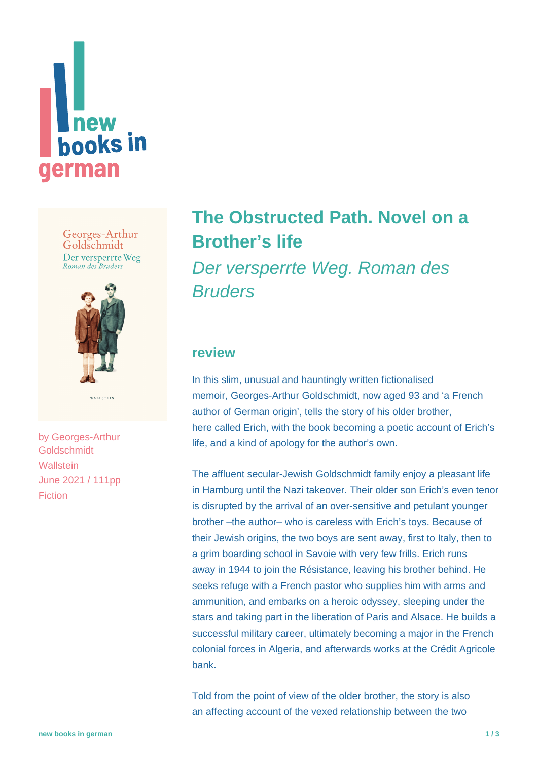# The Obstructed Path. Novel on a Brother's life

*Der versperrte Weg. Roman des Bruders*

by Georges-Arthur Goldschmidt
Wallstein
June 2021 / 111pp
Fiction

## review

In this slim, unusual and hauntingly written fictionalised memoir, Georges-Arthur Goldschmidt, now aged 93 and 'a French author of German origin', tells the story of his older brother, here called Erich, with the book becoming a poetic account of Erich's life, and a kind of apology for the author's own.

The affluent secular-Jewish Goldschmidt family enjoy a pleasant life in Hamburg until the Nazi takeover. Their older son Erich's even tenor is disrupted by the arrival of an over-sensitive and petulant younger brother –the author– who is careless with Erich's toys. Because of their Jewish origins, the two boys are sent away, first to Italy, then to a grim boarding school in Savoie with very few frills. Erich runs away in 1944 to join the Résistance, leaving his brother behind. He seeks refuge with a French pastor who supplies him with arms and ammunition, and embarks on a heroic odyssey, sleeping under the stars and taking part in the liberation of Paris and Alsace. He builds a successful military career, ultimately becoming a major in the French colonial forces in Algeria, and afterwards works at the Crédit Agricole bank.

Told from the point of view of the older brother, the story is also an affecting account of the vexed relationship between the two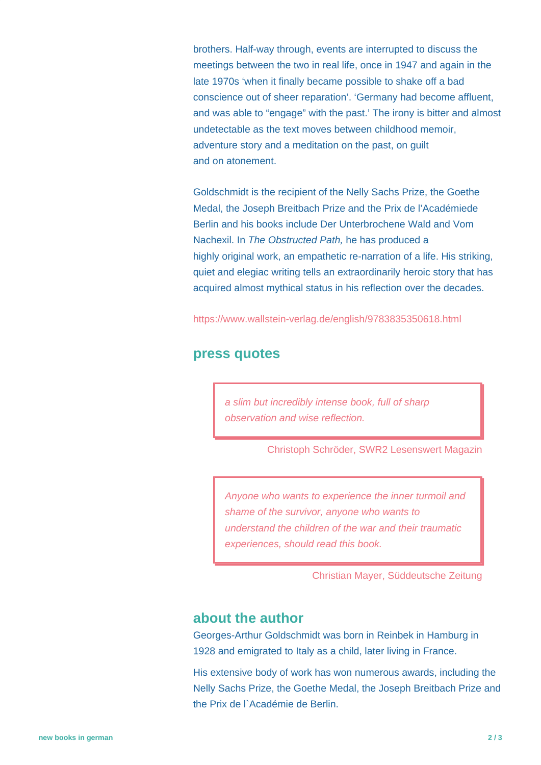brothers. Half-way through, events are interrupted to discuss the meetings between the two in real life, once in 1947 and again in the late 1970s 'when it finally became possible to shake off a bad conscience out of sheer reparation'. 'Germany had become affluent, and was able to "engage" with the past.' The irony is bitter and almost undetectable as the text moves between childhood memoir, adventure story and a meditation on the past, on guilt and on atonement.

Goldschmidt is the recipient of the Nelly Sachs Prize, the Goethe Medal, the Joseph Breitbach Prize and the Prix de l'Académiede Berlin and his books include Der Unterbrochene Wald and Vom Nachexil. In *The Obstructed Path,* he has produced a highly original work, an empathetic re-narration of a life. His striking, quiet and elegiac writing tells an extraordinarily heroic story that has acquired almost mythical status in his reflection over the decades.

https://www.wallstein-verlag.de/english/9783835350618.html

## press quotes

> *a slim but incredibly intense book, full of sharp observation and wise reflection.*

Christoph Schröder, SWR2 Lesenswert Magazin

> *Anyone who wants to experience the inner turmoil and shame of the survivor, anyone who wants to understand the children of the war and their traumatic experiences, should read this book.*

Christian Mayer, Süddeutsche Zeitung

## about the author

Georges-Arthur Goldschmidt was born in Reinbek in Hamburg in 1928 and emigrated to Italy as a child, later living in France.

His extensive body of work has won numerous awards, including the Nelly Sachs Prize, the Goethe Medal, the Joseph Breitbach Prize and the Prix de l`Académie de Berlin.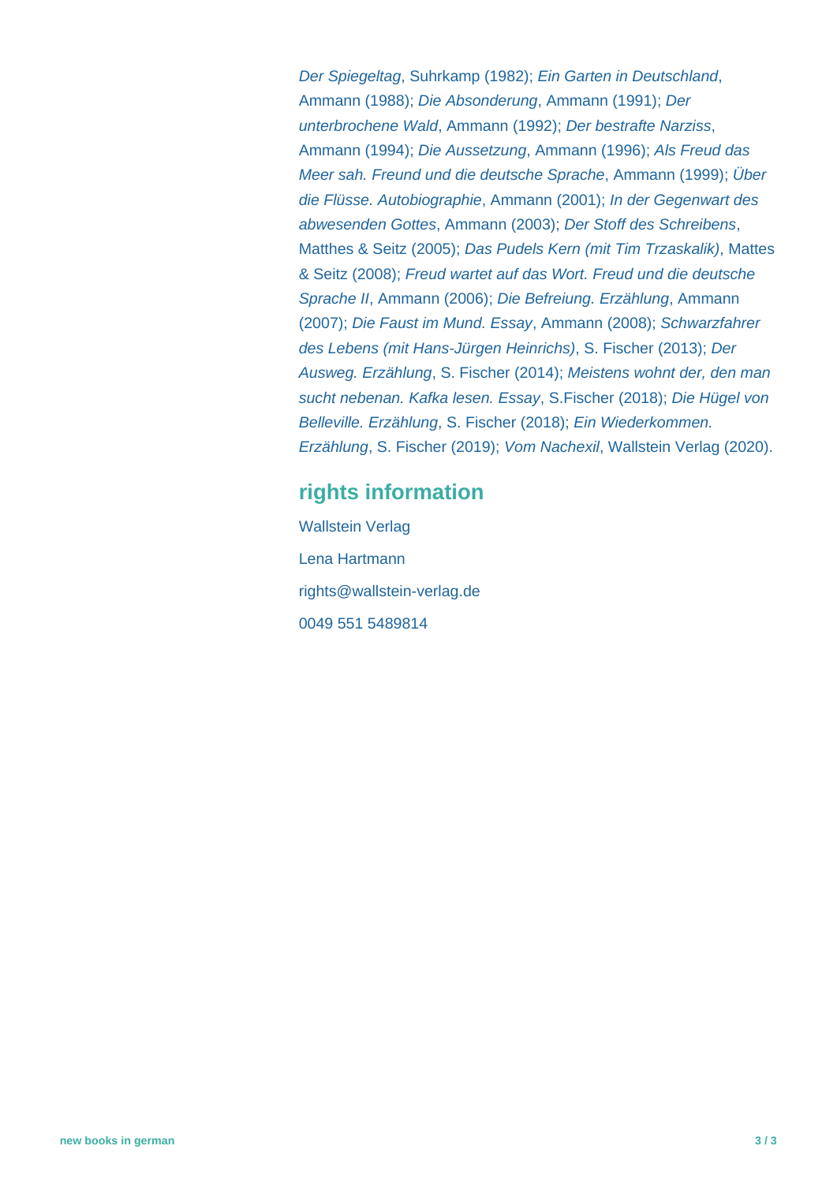*Der Spiegeltag*, Suhrkamp (1982); *Ein Garten in Deutschland*, Ammann (1988); *Die Absonderung*, Ammann (1991); *Der unterbrochene Wald*, Ammann (1992); *Der bestrafte Narziss*, Ammann (1994); *Die Aussetzung*, Ammann (1996); *Als Freud das Meer sah. Freund und die deutsche Sprache*, Ammann (1999); *Über die Flüsse. Autobiographie*, Ammann (2001); *In der Gegenwart des abwesenden Gottes*, Ammann (2003); *Der Stoff des Schreibens*, Matthes & Seitz (2005); *Das Pudels Kern (mit Tim Trzaskalik)*, Mattes & Seitz (2008); *Freud wartet auf das Wort. Freud und die deutsche Sprache II*, Ammann (2006); *Die Befreiung. Erzählung*, Ammann (2007); *Die Faust im Mund. Essay*, Ammann (2008); *Schwarzfahrer des Lebens (mit Hans-Jürgen Heinrichs)*, S. Fischer (2013); *Der Ausweg. Erzählung*, S. Fischer (2014); *Meistens wohnt der, den man sucht nebenan. Kafka lesen. Essay*, S.Fischer (2018); *Die Hügel von Belleville. Erzählung*, S. Fischer (2018); *Ein Wiederkommen. Erzählung*, S. Fischer (2019); *Vom Nachexil*, Wallstein Verlag (2020).

## rights information

Wallstein Verlag

Lena Hartmann

rights@wallstein-verlag.de

0049 551 5489814